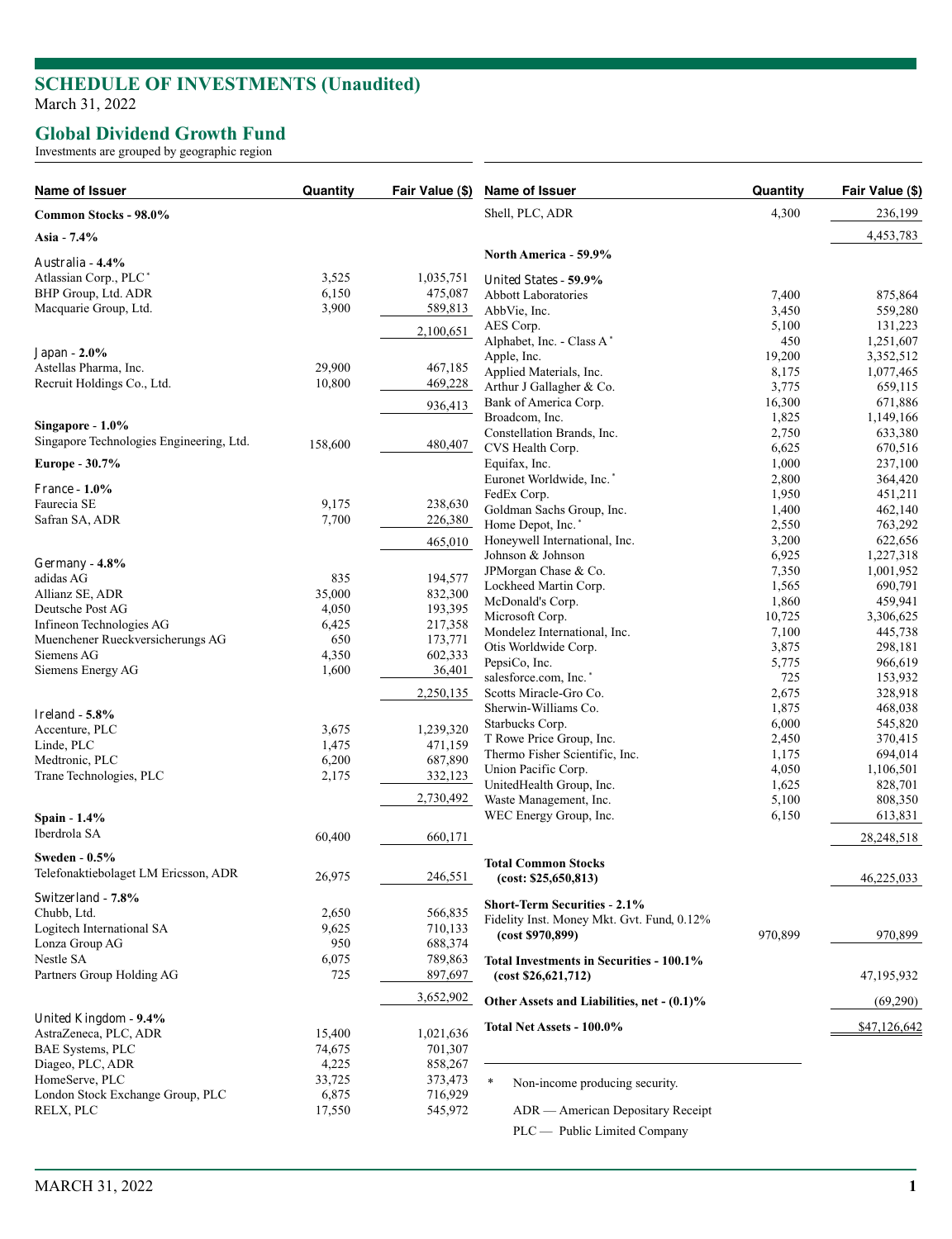# SCHEDULE OF INVESTMENTS (Unaudited)

March 31, 2022

## Global Dividend Growth Fund

Investments are grouped by geographic region

| Name of Issuer | Quantity | Fair Value ($) |
|---|---|---|
| **Common Stocks - 98.0%** | | |
| **Asia - 7.4%** | | |
| Australia - **4.4%** | | |
| Atlassian Corp., PLC * | 3,525 | 1,035,751 |
| BHP Group, Ltd. ADR | 6,150 | 475,087 |
| Macquarie Group, Ltd. | 3,900 | 589,813 |
| | | 2,100,651 |
| Japan - **2.0%** | | |
| Astellas Pharma, Inc. | 29,900 | 467,185 |
| Recruit Holdings Co., Ltd. | 10,800 | 469,228 |
| | | 936,413 |
| **Singapore - 1.0%** | | |
| Singapore Technologies Engineering, Ltd. | 158,600 | 480,407 |
| **Europe - 30.7%** | | |
| France - **1.0%** | | |
| Faurecia SE | 9,175 | 238,630 |
| Safran SA, ADR | 7,700 | 226,380 |
| | | 465,010 |
| Germany - **4.8%** | | |
| adidas AG | 835 | 194,577 |
| Allianz SE, ADR | 35,000 | 832,300 |
| Deutsche Post AG | 4,050 | 193,395 |
| Infineon Technologies AG | 6,425 | 217,358 |
| Muenchener Rueckversicherungs AG | 650 | 173,771 |
| Siemens AG | 4,350 | 602,333 |
| Siemens Energy AG | 1,600 | 36,401 |
| | | 2,250,135 |
| Ireland - **5.8%** | | |
| Accenture, PLC | 3,675 | 1,239,320 |
| Linde, PLC | 1,475 | 471,159 |
| Medtronic, PLC | 6,200 | 687,890 |
| Trane Technologies, PLC | 2,175 | 332,123 |
| | | 2,730,492 |
| **Spain - 1.4%** | | |
| Iberdrola SA | 60,400 | 660,171 |
| **Sweden - 0.5%** | | |
| Telefonaktiebolaget LM Ericsson, ADR | 26,975 | 246,551 |
| Switzerland - **7.8%** | | |
| Chubb, Ltd. | 2,650 | 566,835 |
| Logitech International SA | 9,625 | 710,133 |
| Lonza Group AG | 950 | 688,374 |
| Nestle SA | 6,075 | 789,863 |
| Partners Group Holding AG | 725 | 897,697 |
| | | 3,652,902 |
| United Kingdom - **9.4%** | | |
| AstraZeneca, PLC, ADR | 15,400 | 1,021,636 |
| BAE Systems, PLC | 74,675 | 701,307 |
| Diageo, PLC, ADR | 4,225 | 858,267 |
| HomeServe, PLC | 33,725 | 373,473 |
| London Stock Exchange Group, PLC | 6,875 | 716,929 |
| RELX, PLC | 17,550 | 545,972 |
| Shell, PLC, ADR | 4,300 | 236,199 |
| | | 4,453,783 |
| **North America - 59.9%** | | |
| United States - **59.9%** | | |
| Abbott Laboratories | 7,400 | 875,864 |
| AbbVie, Inc. | 3,450 | 559,280 |
| AES Corp. | 5,100 | 131,223 |
| Alphabet, Inc. - Class A * | 450 | 1,251,607 |
| Apple, Inc. | 19,200 | 3,352,512 |
| Applied Materials, Inc. | 8,175 | 1,077,465 |
| Arthur J Gallagher & Co. | 3,775 | 659,115 |
| Bank of America Corp. | 16,300 | 671,886 |
| Broadcom, Inc. | 1,825 | 1,149,166 |
| Constellation Brands, Inc. | 2,750 | 633,380 |
| CVS Health Corp. | 6,625 | 670,516 |
| Equifax, Inc. | 1,000 | 237,100 |
| Euronet Worldwide, Inc. * | 2,800 | 364,420 |
| FedEx Corp. | 1,950 | 451,211 |
| Goldman Sachs Group, Inc. | 1,400 | 462,140 |
| Home Depot, Inc. * | 2,550 | 763,292 |
| Honeywell International, Inc. | 3,200 | 622,656 |
| Johnson & Johnson | 6,925 | 1,227,318 |
| JPMorgan Chase & Co. | 7,350 | 1,001,952 |
| Lockheed Martin Corp. | 1,565 | 690,791 |
| McDonald's Corp. | 1,860 | 459,941 |
| Microsoft Corp. | 10,725 | 3,306,625 |
| Mondelez International, Inc. | 7,100 | 445,738 |
| Otis Worldwide Corp. | 3,875 | 298,181 |
| PepsiCo, Inc. | 5,775 | 966,619 |
| salesforce.com, Inc. * | 725 | 153,932 |
| Scotts Miracle-Gro Co. | 2,675 | 328,918 |
| Sherwin-Williams Co. | 1,875 | 468,038 |
| Starbucks Corp. | 6,000 | 545,820 |
| T Rowe Price Group, Inc. | 2,450 | 370,415 |
| Thermo Fisher Scientific, Inc. | 1,175 | 694,014 |
| Union Pacific Corp. | 4,050 | 1,106,501 |
| UnitedHealth Group, Inc. | 1,625 | 828,701 |
| Waste Management, Inc. | 5,100 | 808,350 |
| WEC Energy Group, Inc. | 6,150 | 613,831 |
| | | 28,248,518 |
| **Total Common Stocks (cost: $25,650,813)** | | 46,225,033 |
| **Short-Term Securities - 2.1%** | | |
| Fidelity Inst. Money Mkt. Gvt. Fund, 0.12% **(cost $970,899)** | 970,899 | 970,899 |
| **Total Investments in Securities - 100.1% (cost $26,621,712)** | | 47,195,932 |
| **Other Assets and Liabilities, net - (0.1)%** | | (69,290) |
| **Total Net Assets - 100.0%** | | $47,126,642 |

\* Non-income producing security.

ADR — American Depositary Receipt

PLC — Public Limited Company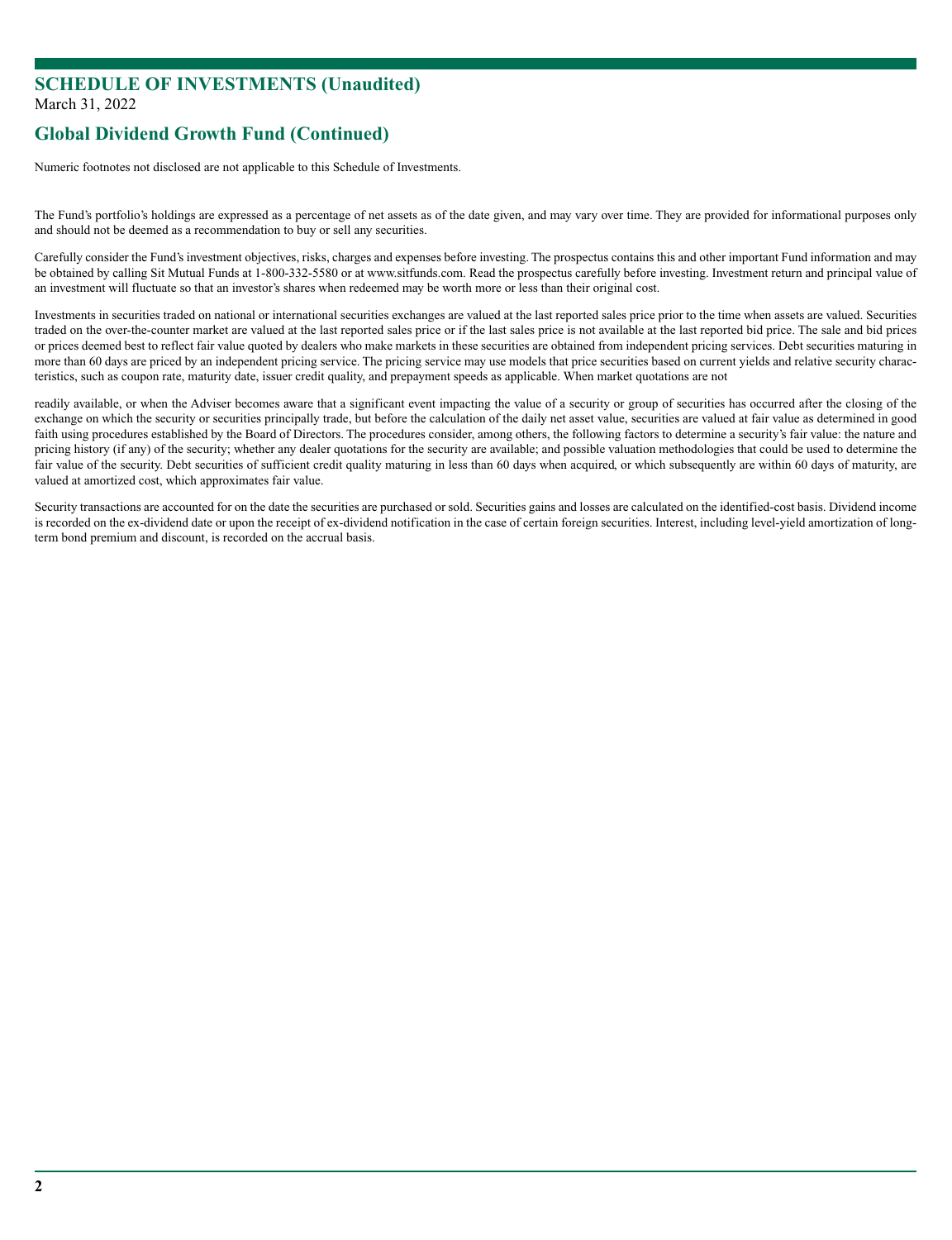# SCHEDULE OF INVESTMENTS (Unaudited)

March 31, 2022

## Global Dividend Growth Fund (Continued)

Numeric footnotes not disclosed are not applicable to this Schedule of Investments.

The Fund's portfolio's holdings are expressed as a percentage of net assets as of the date given, and may vary over time. They are provided for informational purposes only and should not be deemed as a recommendation to buy or sell any securities.

Carefully consider the Fund's investment objectives, risks, charges and expenses before investing. The prospectus contains this and other important Fund information and may be obtained by calling Sit Mutual Funds at 1-800-332-5580 or at www.sitfunds.com. Read the prospectus carefully before investing. Investment return and principal value of an investment will fluctuate so that an investor's shares when redeemed may be worth more or less than their original cost.

Investments in securities traded on national or international securities exchanges are valued at the last reported sales price prior to the time when assets are valued. Securities traded on the over-the-counter market are valued at the last reported sales price or if the last sales price is not available at the last reported bid price. The sale and bid prices or prices deemed best to reflect fair value quoted by dealers who make markets in these securities are obtained from independent pricing services. Debt securities maturing in more than 60 days are priced by an independent pricing service. The pricing service may use models that price securities based on current yields and relative security characteristics, such as coupon rate, maturity date, issuer credit quality, and prepayment speeds as applicable. When market quotations are not readily available, or when the Adviser becomes aware that a significant event impacting the value of a security or group of securities has occurred after the closing of the exchange on which the security or securities principally trade, but before the calculation of the daily net asset value, securities are valued at fair value as determined in good faith using procedures established by the Board of Directors. The procedures consider, among others, the following factors to determine a security's fair value: the nature and pricing history (if any) of the security; whether any dealer quotations for the security are available; and possible valuation methodologies that could be used to determine the fair value of the security. Debt securities of sufficient credit quality maturing in less than 60 days when acquired, or which subsequently are within 60 days of maturity, are valued at amortized cost, which approximates fair value.

Security transactions are accounted for on the date the securities are purchased or sold. Securities gains and losses are calculated on the identified-cost basis. Dividend income is recorded on the ex-dividend date or upon the receipt of ex-dividend notification in the case of certain foreign securities. Interest, including level-yield amortization of long-term bond premium and discount, is recorded on the accrual basis.